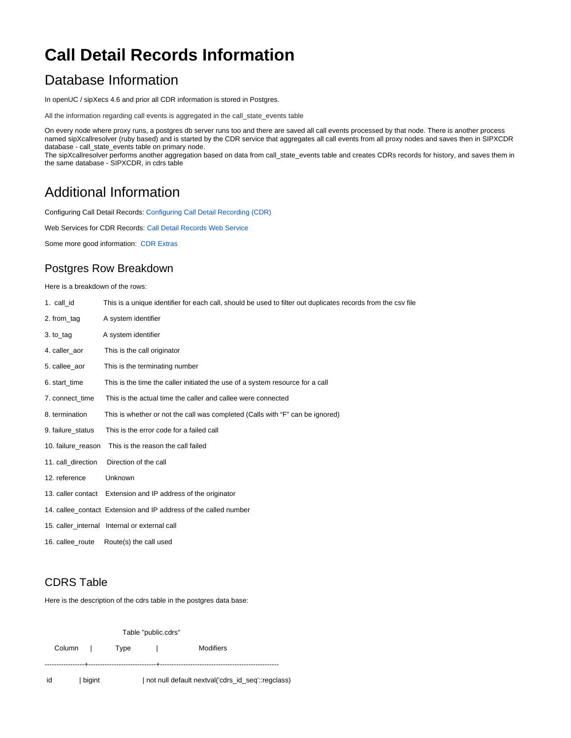# Call Detail Records Information

## Database Information

In openUC / sipXecs 4.6 and prior all CDR information is stored in Postgres.

All the information regarding call events is aggregated in the call_state_events table

On every node where proxy runs, a postgres db server runs too and there are saved all call events processed by that node. There is another process named sipXcallresolver (ruby based) and is started by the CDR service that aggregates all call events from all proxy nodes and saves then in SIPXCDR database - call_state_events table on primary node.
The sipXcallresolver performs another aggregation based on data from call_state_events table and creates CDRs records for history, and saves them in the same database - SIPXCDR, in cdrs table

## Additional Information

Configuring Call Detail Records: Configuring Call Detail Recording (CDR)

Web Services for CDR Records: Call Detail Records Web Service

Some more good information: CDR Extras

### Postgres Row Breakdown

Here is a breakdown of the rows:

1. call_id This is a unique identifier for each call, should be used to filter out duplicates records from the csv file
2. from_tag A system identifier
3. to_tag A system identifier
4. caller_aor This is the call originator
5. callee_aor This is the terminating number
6. start_time This is the time the caller initiated the use of a system resource for a call
7. connect_time This is the actual time the caller and callee were connected
8. termination This is whether or not the call was completed (Calls with "F" can be ignored)
9. failure_status This is the error code for a failed call
10. failure_reason This is the reason the call failed
11. call_direction Direction of the call
12. reference Unknown
13. caller contact Extension and IP address of the originator
14. callee_contact Extension and IP address of the called number
15. caller_internal Internal or external call
16. callee_route Route(s) the call used

### CDRS Table

Here is the description of the cdrs table in the postgres data base:

```
                    Table "public.cdrs"
     Column     |            Type             |                    Modifiers
----------------+-----------------------------+--------------------------------------------------
 id             | bigint                      | not null default nextval('cdrs_id_seq'::regclass)
```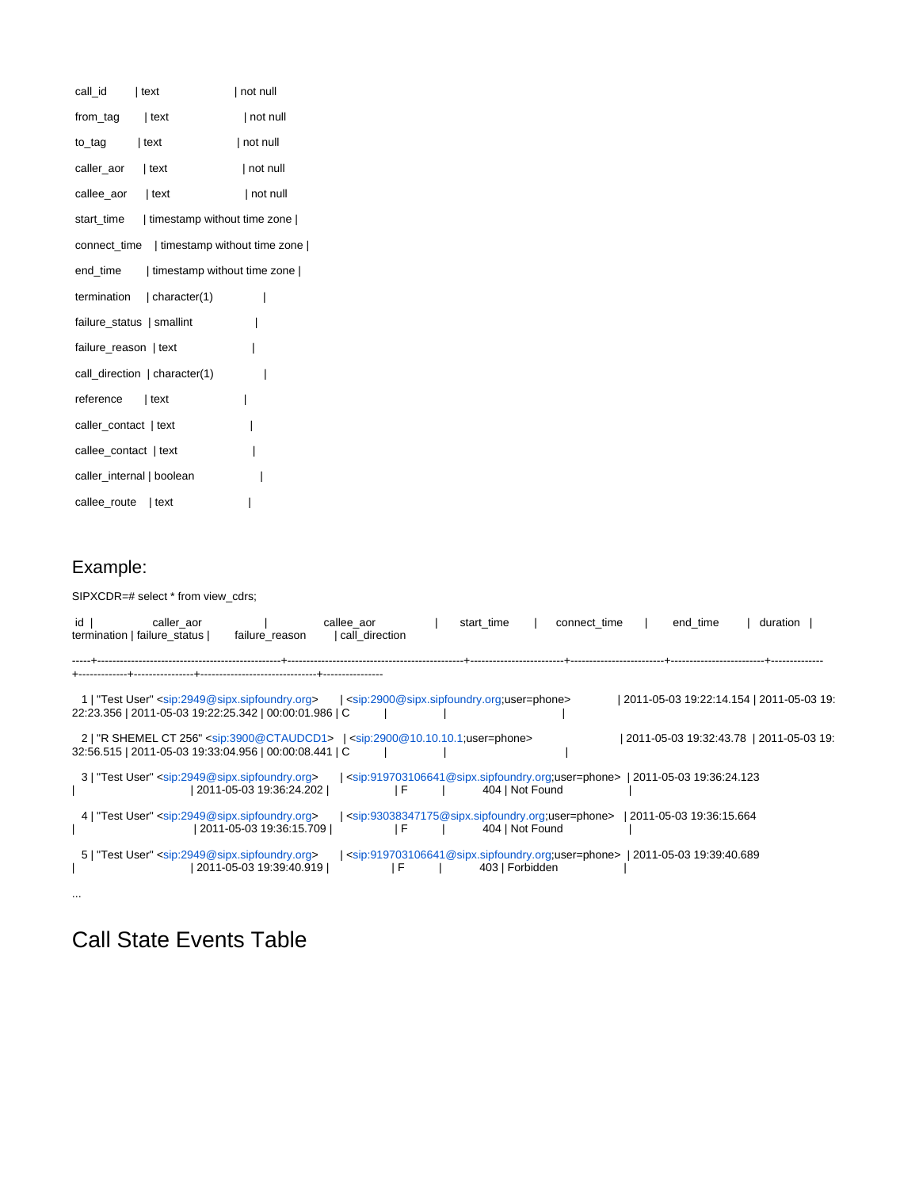```
call_id        | text                        | not null
from_tag       | text                        | not null
to_tag         | text                        | not null
caller_aor     | text                        | not null
callee_aor     | text                        | not null
start_time     | timestamp without time zone |
connect_time   | timestamp without time zone |
end_time       | timestamp without time zone |
termination    | character(1)                |
failure_status | smallint                    |
failure_reason | text                        |
call_direction | character(1)                |
reference      | text                        |
caller_contact | text                        |
callee_contact | text                        |
caller_internal | boolean                    |
callee_route   | text                        |
```

## Example:

```
SIPXCDR=# select * from view_cdrs;

 id |              caller_aor                |                callee_aor                  |       start_time        |      connect_time       |        end_time         |   duration   |
termination | failure_status |     failure_reason      | call_direction

-----+------------------------------------------------+----------------------------------------------+------------------------+------------------------+------------------------+--------------
+-------------+----------------+-------------------------------+----------------

  1 | "Test User" <sip:2949@sipx.sipfoundry.org>    | <sip:2900@sipx.sipfoundry.org;user=phone>            | 2011-05-03 19:22:14.154 | 2011-05-03 19:
22:23.356 | 2011-05-03 19:22:25.342 | 00:00:01.986 | C          |                |                               |

  2 | "R SHEMEL CT 256" <sip:3900@CTAUDCD1>   | <sip:2900@10.10.10.1;user=phone>                       | 2011-05-03 19:32:43.78  | 2011-05-03 19:
32:56.515 | 2011-05-03 19:33:04.956 | 00:00:08.441 | C          |                |                               |

  3 | "Test User" <sip:2949@sipx.sipfoundry.org>    | <sip:919703106641@sipx.sipfoundry.org;user=phone>  | 2011-05-03 19:36:24.123
|                         | 2011-05-03 19:36:24.202 |              | F          |            404 | Not Found                     |

  4 | "Test User" <sip:2949@sipx.sipfoundry.org>    | <sip:93038347175@sipx.sipfoundry.org;user=phone>   | 2011-05-03 19:36:15.664
|                         | 2011-05-03 19:36:15.709 |              | F          |            404 | Not Found                     |

  5 | "Test User" <sip:2949@sipx.sipfoundry.org>    | <sip:919703106641@sipx.sipfoundry.org;user=phone>  | 2011-05-03 19:39:40.689
|                         | 2011-05-03 19:39:40.919 |              | F          |            403 | Forbidden                     |

...
```

# Call State Events Table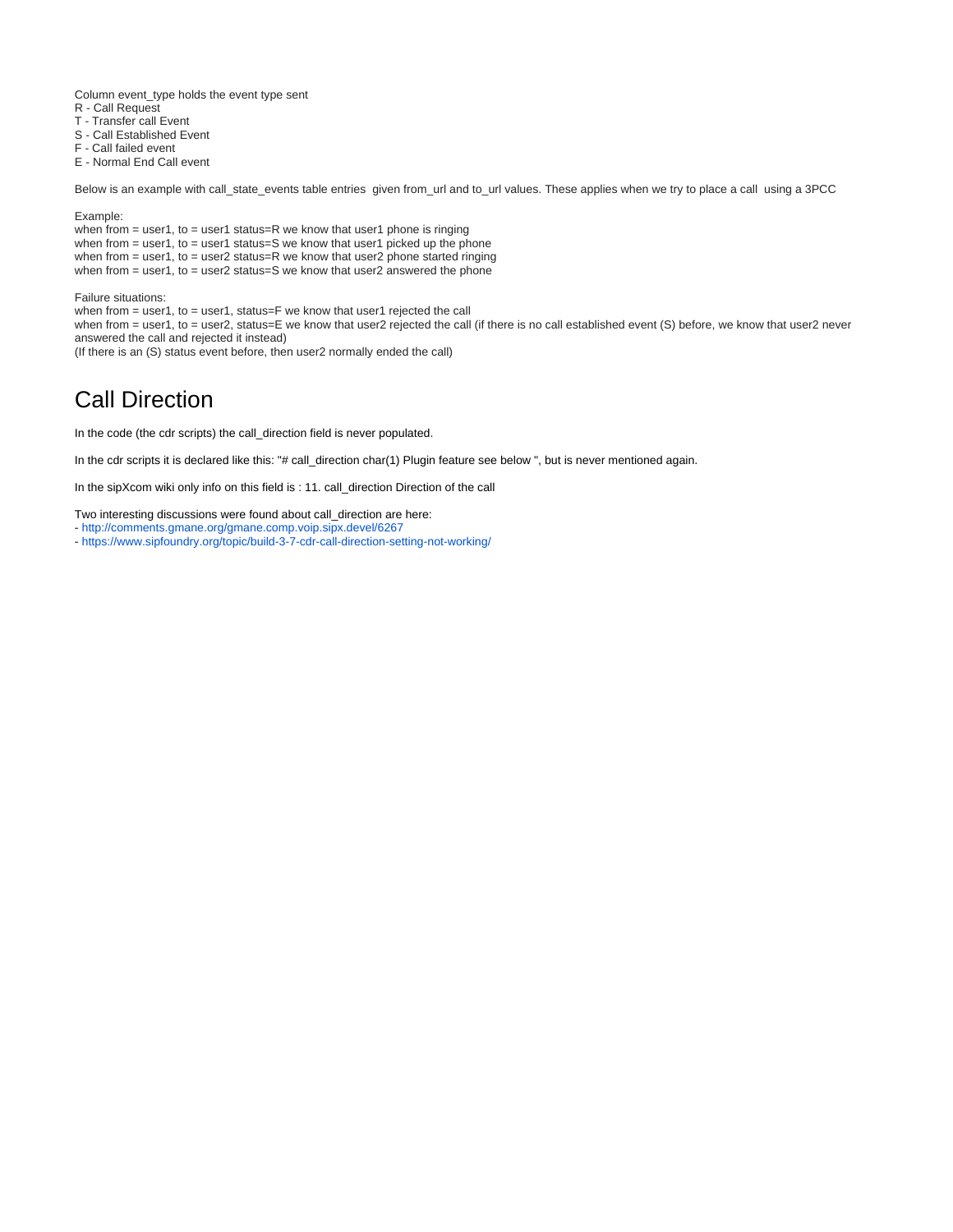Column event_type holds the event type sent
R - Call Request
T - Transfer call Event
S - Call Established Event
F - Call failed event
E - Normal End Call event

Below is an example with call_state_events table entries given from_url and to_url values. These applies when we try to place a call using a 3PCC

Example:
when from = user1, to = user1 status=R we know that user1 phone is ringing
when from = user1, to = user1 status=S we know that user1 picked up the phone
when from = user1, to = user2 status=R we know that user2 phone started ringing
when from = user1, to = user2 status=S we know that user2 answered the phone

Failure situations:
when from = user1, to = user1, status=F we know that user1 rejected the call
when from = user1, to = user2, status=E we know that user2 rejected the call (if there is no call established event (S) before, we know that user2 never answered the call and rejected it instead)
(If there is an (S) status event before, then user2 normally ended the call)

# Call Direction

In the code (the cdr scripts) the call_direction field is never populated.

In the cdr scripts it is declared like this: "# call_direction char(1) Plugin feature see below ", but is never mentioned again.

In the sipXcom wiki only info on this field is : 11. call_direction Direction of the call

Two interesting discussions were found about call_direction are here:
- http://comments.gmane.org/gmane.comp.voip.sipx.devel/6267
- https://www.sipfoundry.org/topic/build-3-7-cdr-call-direction-setting-not-working/